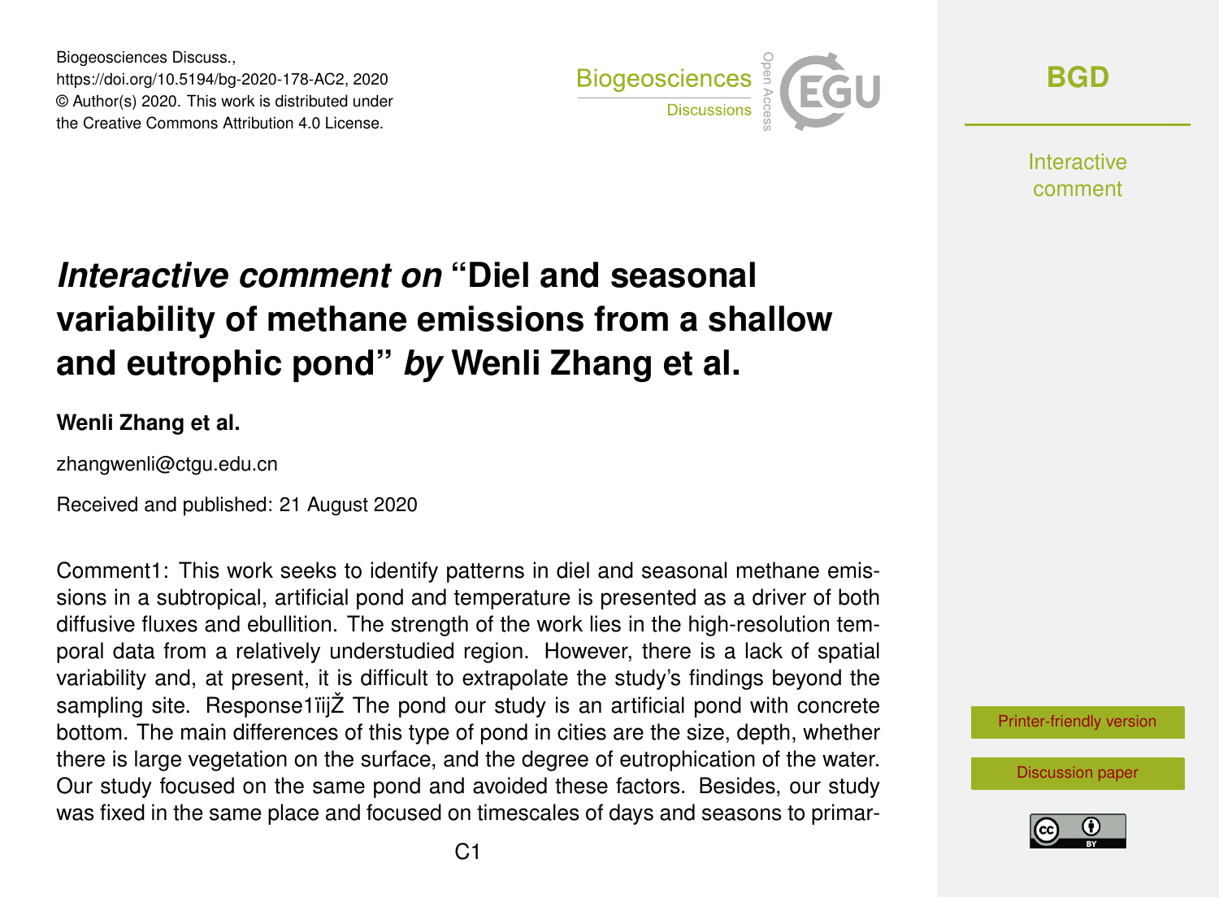Biogeosciences Discuss.,
https://doi.org/10.5194/bg-2020-178-AC2, 2020
© Author(s) 2020. This work is distributed under
the Creative Commons Attribution 4.0 License.

# *Interactive comment on* "Diel and seasonal variability of methane emissions from a shallow and eutrophic pond" *by* Wenli Zhang et al.

**Wenli Zhang et al.**

zhangwenli@ctgu.edu.cn

Received and published: 21 August 2020

Comment1: This work seeks to identify patterns in diel and seasonal methane emissions in a subtropical, artificial pond and temperature is presented as a driver of both diffusive fluxes and ebullition. The strength of the work lies in the high-resolution temporal data from a relatively understudied region. However, there is a lack of spatial variability and, at present, it is difficult to extrapolate the study's findings beyond the sampling site. Response1ïijŽ The pond our study is an artificial pond with concrete bottom. The main differences of this type of pond in cities are the size, depth, whether there is large vegetation on the surface, and the degree of eutrophication of the water. Our study focused on the same pond and avoided these factors. Besides, our study was fixed in the same place and focused on timescales of days and seasons to primar-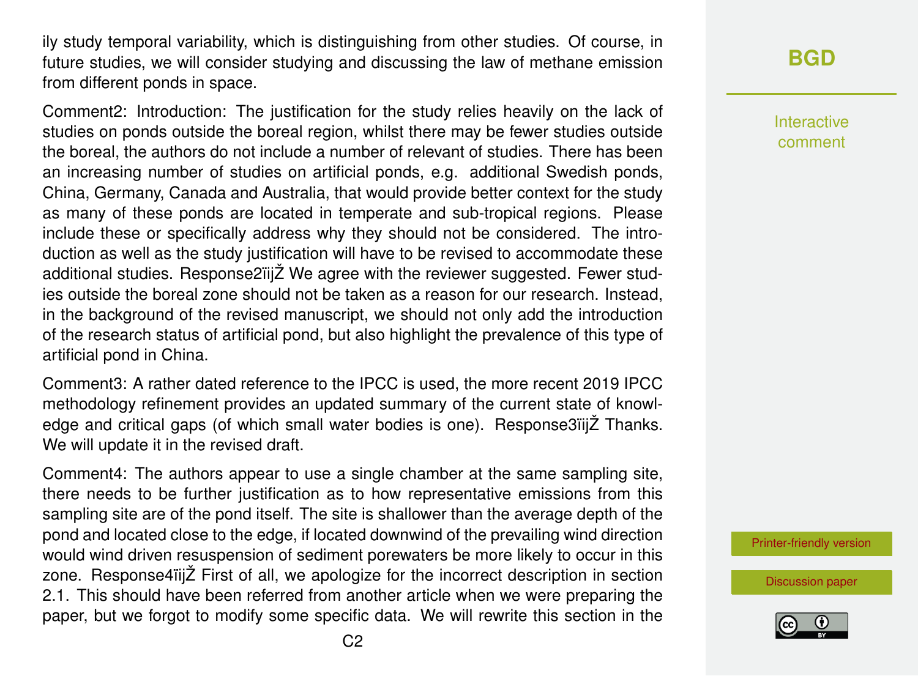ily study temporal variability, which is distinguishing from other studies. Of course, in future studies, we will consider studying and discussing the law of methane emission from different ponds in space.

Comment2: Introduction: The justification for the study relies heavily on the lack of studies on ponds outside the boreal region, whilst there may be fewer studies outside the boreal, the authors do not include a number of relevant of studies. There has been an increasing number of studies on artificial ponds, e.g. additional Swedish ponds, China, Germany, Canada and Australia, that would provide better context for the study as many of these ponds are located in temperate and sub-tropical regions. Please include these or specifically address why they should not be considered. The introduction as well as the study justification will have to be revised to accommodate these additional studies. Response2ïijŽ We agree with the reviewer suggested. Fewer studies outside the boreal zone should not be taken as a reason for our research. Instead, in the background of the revised manuscript, we should not only add the introduction of the research status of artificial pond, but also highlight the prevalence of this type of artificial pond in China.

Comment3: A rather dated reference to the IPCC is used, the more recent 2019 IPCC methodology refinement provides an updated summary of the current state of knowledge and critical gaps (of which small water bodies is one). Response3ïijŽ Thanks. We will update it in the revised draft.

Comment4: The authors appear to use a single chamber at the same sampling site, there needs to be further justification as to how representative emissions from this sampling site are of the pond itself. The site is shallower than the average depth of the pond and located close to the edge, if located downwind of the prevailing wind direction would wind driven resuspension of sediment porewaters be more likely to occur in this zone. Response4ïijŽ First of all, we apologize for the incorrect description in section 2.1. This should have been referred from another article when we were preparing the paper, but we forgot to modify some specific data. We will rewrite this section in the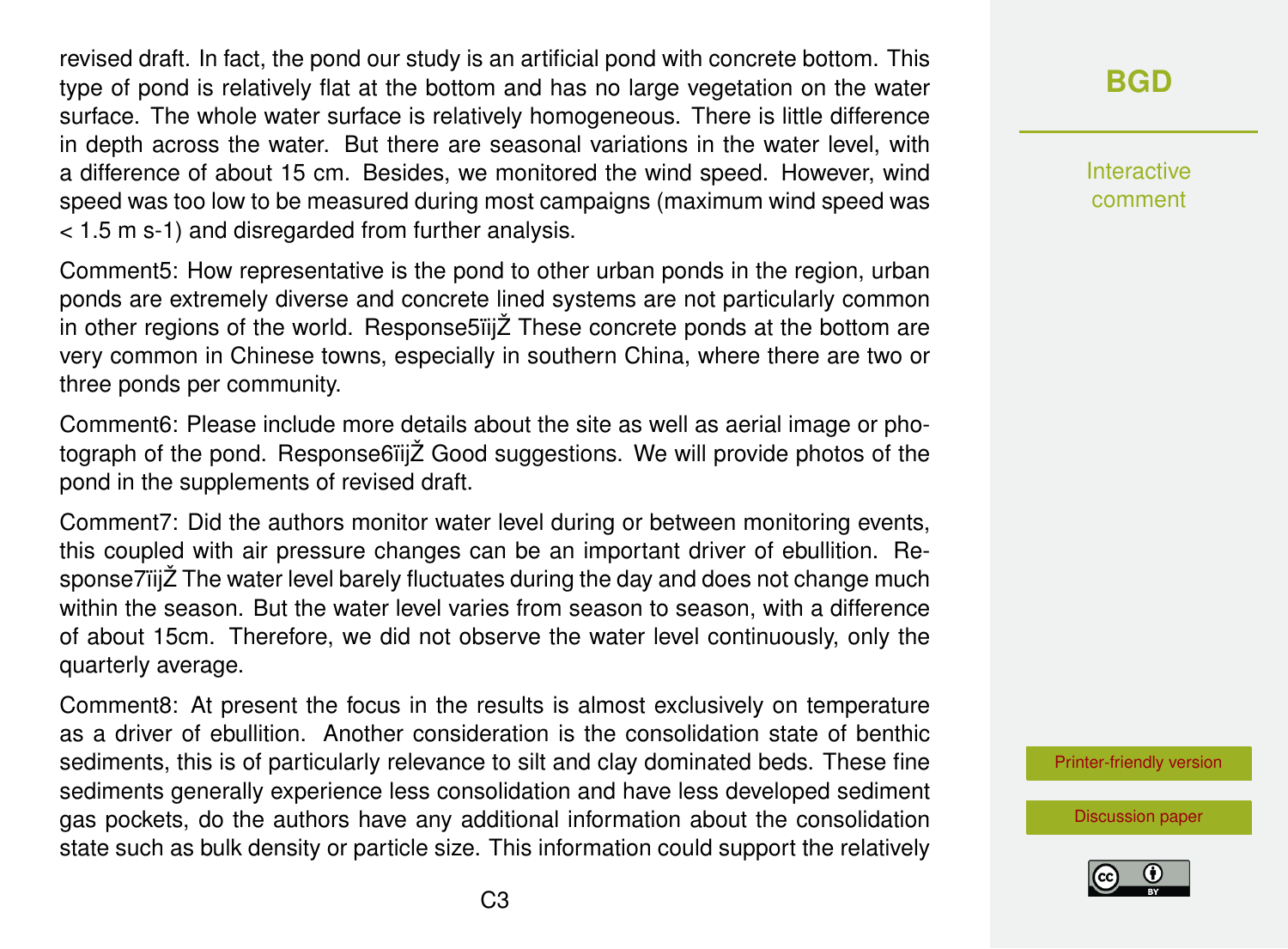revised draft. In fact, the pond our study is an artificial pond with concrete bottom. This type of pond is relatively flat at the bottom and has no large vegetation on the water surface. The whole water surface is relatively homogeneous. There is little difference in depth across the water. But there are seasonal variations in the water level, with a difference of about 15 cm. Besides, we monitored the wind speed. However, wind speed was too low to be measured during most campaigns (maximum wind speed was < 1.5 m s-1) and disregarded from further analysis.

Comment5: How representative is the pond to other urban ponds in the region, urban ponds are extremely diverse and concrete lined systems are not particularly common in other regions of the world. Response5ïijŽ These concrete ponds at the bottom are very common in Chinese towns, especially in southern China, where there are two or three ponds per community.

Comment6: Please include more details about the site as well as aerial image or photograph of the pond. Response6ïijŽ Good suggestions. We will provide photos of the pond in the supplements of revised draft.

Comment7: Did the authors monitor water level during or between monitoring events, this coupled with air pressure changes can be an important driver of ebullition. Response7ïijŽ The water level barely fluctuates during the day and does not change much within the season. But the water level varies from season to season, with a difference of about 15cm. Therefore, we did not observe the water level continuously, only the quarterly average.

Comment8: At present the focus in the results is almost exclusively on temperature as a driver of ebullition. Another consideration is the consolidation state of benthic sediments, this is of particularly relevance to silt and clay dominated beds. These fine sediments generally experience less consolidation and have less developed sediment gas pockets, do the authors have any additional information about the consolidation state such as bulk density or particle size. This information could support the relatively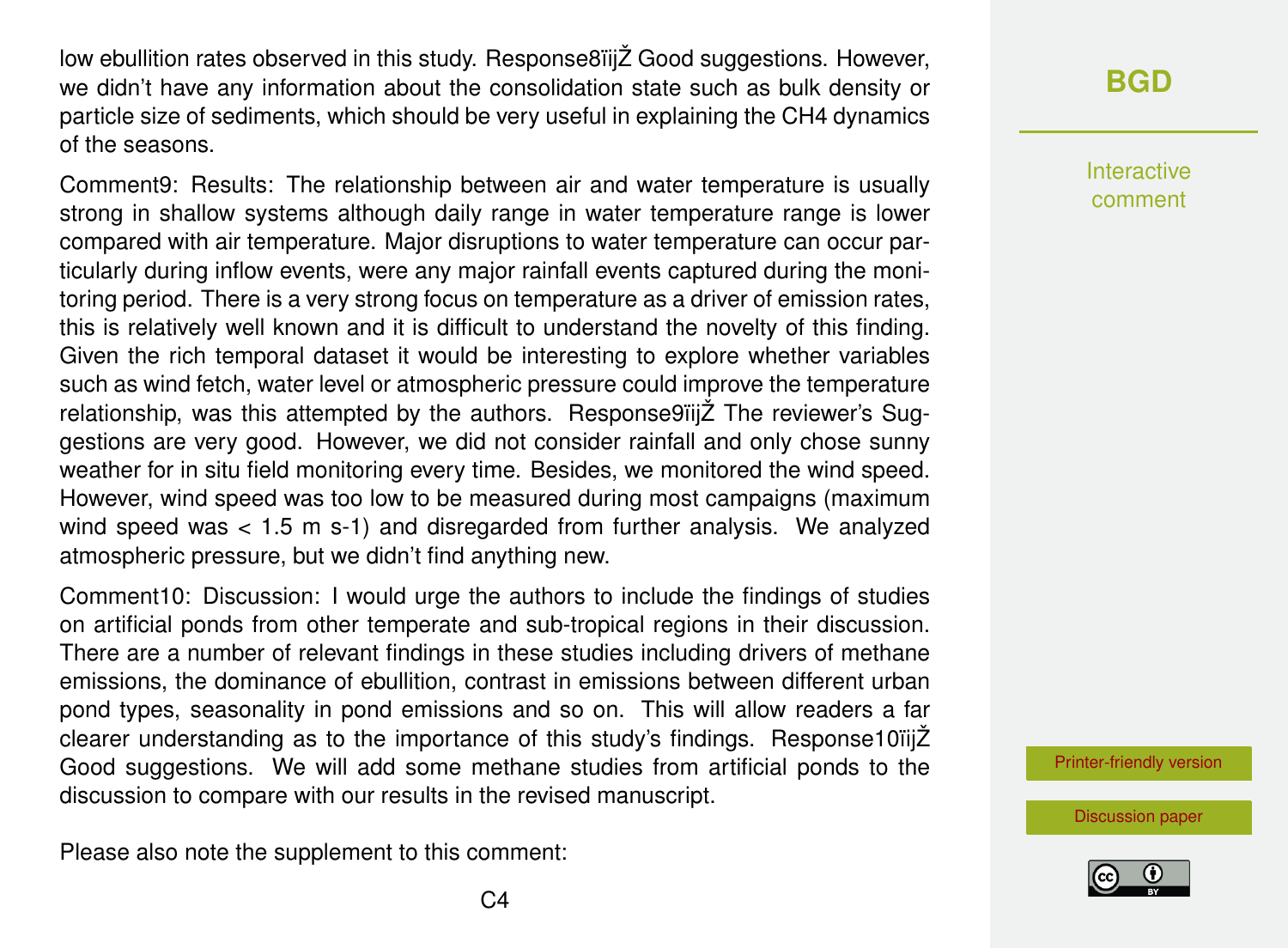low ebullition rates observed in this study. Response8ïijŽ Good suggestions. However, we didn't have any information about the consolidation state such as bulk density or particle size of sediments, which should be very useful in explaining the $CH_4$ dynamics of the seasons.

Comment9: Results: The relationship between air and water temperature is usually strong in shallow systems although daily range in water temperature range is lower compared with air temperature. Major disruptions to water temperature can occur particularly during inflow events, were any major rainfall events captured during the monitoring period. There is a very strong focus on temperature as a driver of emission rates, this is relatively well known and it is difficult to understand the novelty of this finding. Given the rich temporal dataset it would be interesting to explore whether variables such as wind fetch, water level or atmospheric pressure could improve the temperature relationship, was this attempted by the authors. Response9ïijŽ The reviewer's Suggestions are very good. However, we did not consider rainfall and only chose sunny weather for in situ field monitoring every time. Besides, we monitored the wind speed. However, wind speed was too low to be measured during most campaigns (maximum wind speed was < 1.5 m $s^{-1}$) and disregarded from further analysis. We analyzed atmospheric pressure, but we didn't find anything new.

Comment10: Discussion: I would urge the authors to include the findings of studies on artificial ponds from other temperate and sub-tropical regions in their discussion. There are a number of relevant findings in these studies including drivers of methane emissions, the dominance of ebullition, contrast in emissions between different urban pond types, seasonality in pond emissions and so on. This will allow readers a far clearer understanding as to the importance of this study's findings. Response10ïijŽ Good suggestions. We will add some methane studies from artificial ponds to the discussion to compare with our results in the revised manuscript.

Please also note the supplement to this comment: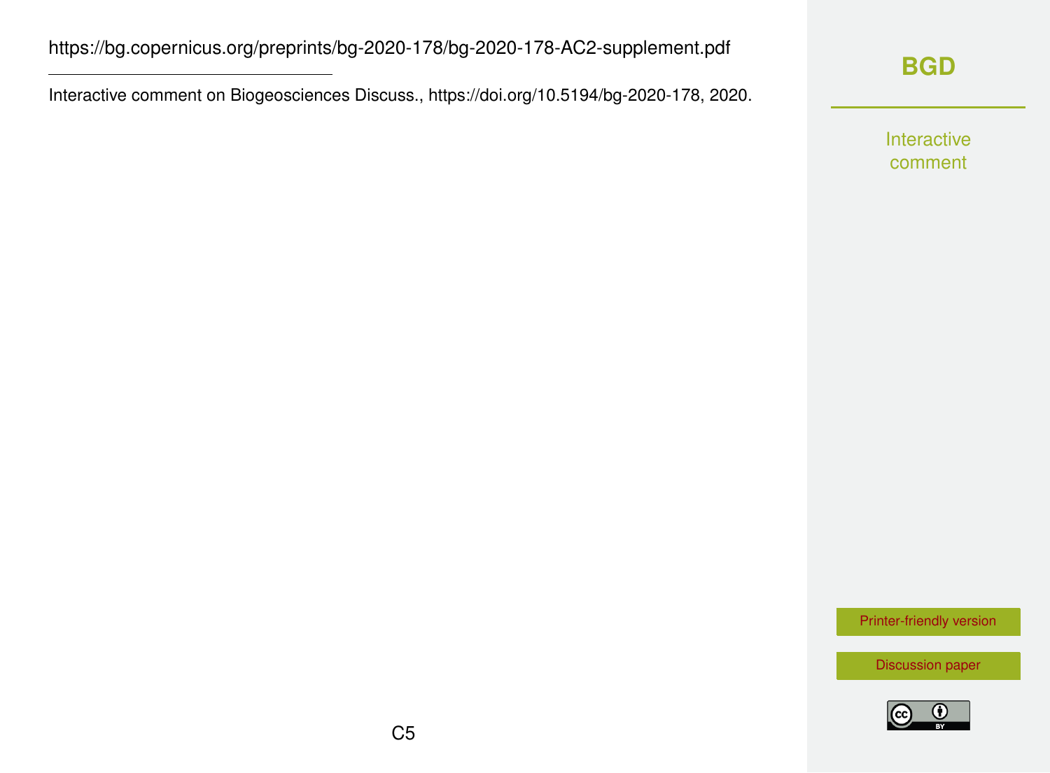https://bg.copernicus.org/preprints/bg-2020-178/bg-2020-178-AC2-supplement.pdf

---

Interactive comment on Biogeosciences Discuss., https://doi.org/10.5194/bg-2020-178, 2020.